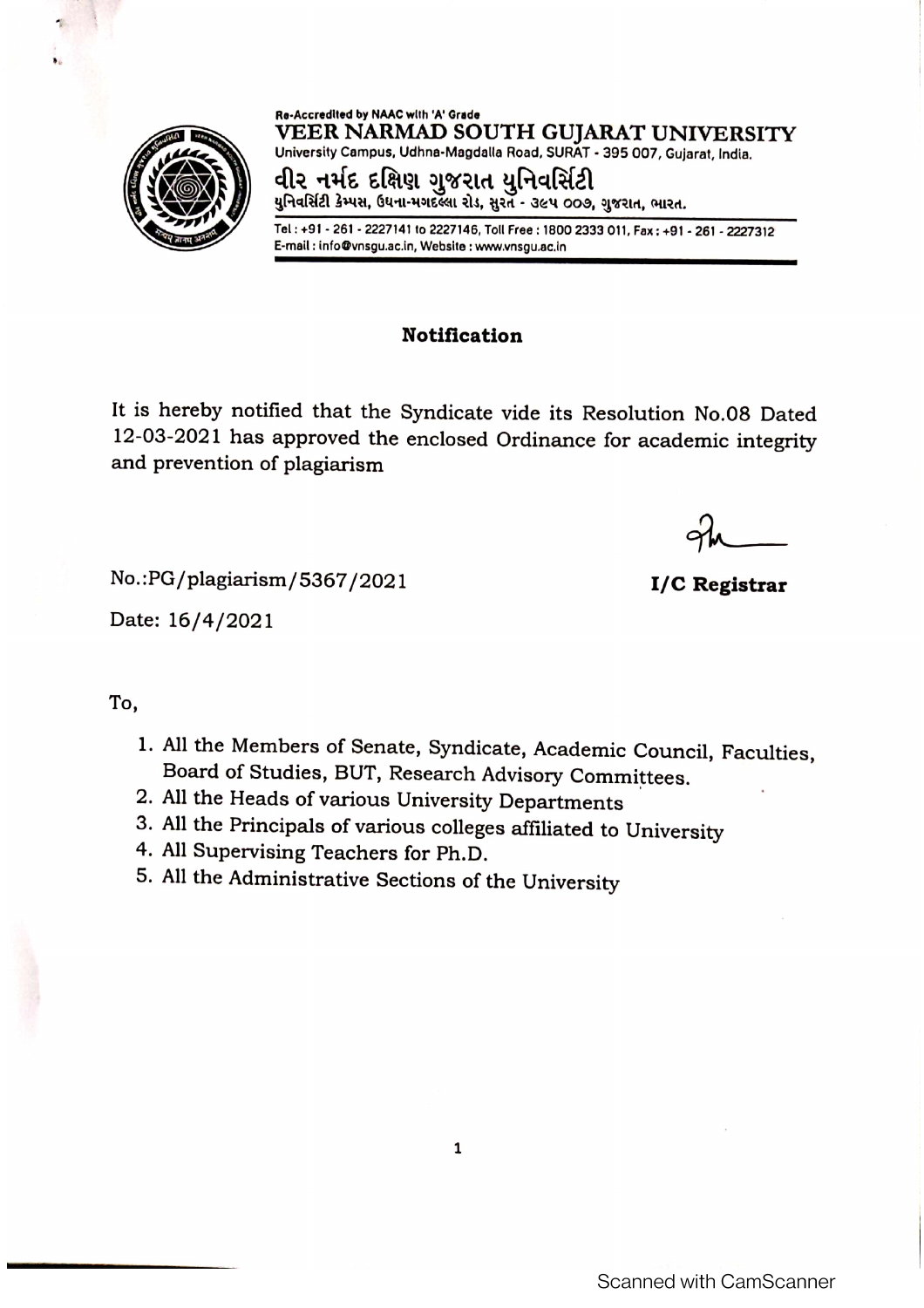Re-Accredited by NAAC with 'A' Grade

**VEER NARMAD SOUTH GUJARAT UNIVERSITY**

University Campus, Udhna-Magdalla Road, SURAT - 395 007, Gujarat, India.

**વીર નર્મદ દક્ષિણ ગુજરાત યુનિવર્સિટી**

યુનિવર્સિટી કેમ્પસ, ઉધના-મગદલ્લા રોડ, સુરત - ૩૯૫ ૦૦૭, ગુજરાત, ભારત.

Tel : +91 - 261 - 2227141 to 2227146, Toll Free : 1800 2333 011, Fax : +91 - 261 - 2227312
E-mail : info@vnsgu.ac.in, Website : www.vnsgu.ac.in

## Notification

It is hereby notified that the Syndicate vide its Resolution No.08 Dated 12-03-2021 has approved the enclosed Ordinance for academic integrity and prevention of plagiarism

No.:PG/plagiarism/5367/2021

Date: 16/4/2021

**I/C Registrar**

To,

1. All the Members of Senate, Syndicate, Academic Council, Faculties, Board of Studies, BUT, Research Advisory Committees.
2. All the Heads of various University Departments
3. All the Principals of various colleges affiliated to University
4. All Supervising Teachers for Ph.D.
5. All the Administrative Sections of the University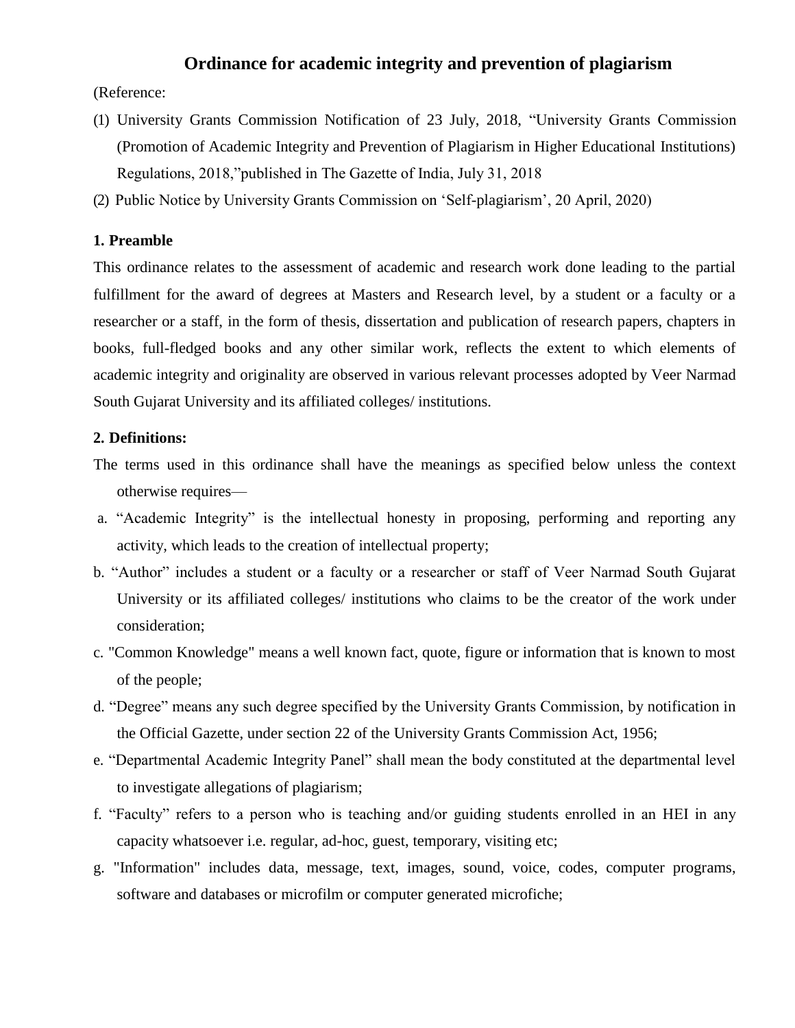# Ordinance for academic integrity and prevention of plagiarism

(Reference:

(1) University Grants Commission Notification of 23 July, 2018, "University Grants Commission (Promotion of Academic Integrity and Prevention of Plagiarism in Higher Educational Institutions) Regulations, 2018,"published in The Gazette of India, July 31, 2018

(2) Public Notice by University Grants Commission on 'Self-plagiarism', 20 April, 2020)

## 1. Preamble

This ordinance relates to the assessment of academic and research work done leading to the partial fulfillment for the award of degrees at Masters and Research level, by a student or a faculty or a researcher or a staff, in the form of thesis, dissertation and publication of research papers, chapters in books, full-fledged books and any other similar work, reflects the extent to which elements of academic integrity and originality are observed in various relevant processes adopted by Veer Narmad South Gujarat University and its affiliated colleges/ institutions.

## 2. Definitions:

The terms used in this ordinance shall have the meanings as specified below unless the context otherwise requires—

a. "Academic Integrity" is the intellectual honesty in proposing, performing and reporting any activity, which leads to the creation of intellectual property;

b. "Author" includes a student or a faculty or a researcher or staff of Veer Narmad South Gujarat University or its affiliated colleges/ institutions who claims to be the creator of the work under consideration;

c. "Common Knowledge" means a well known fact, quote, figure or information that is known to most of the people;

d. "Degree" means any such degree specified by the University Grants Commission, by notification in the Official Gazette, under section 22 of the University Grants Commission Act, 1956;

e. "Departmental Academic Integrity Panel" shall mean the body constituted at the departmental level to investigate allegations of plagiarism;

f. "Faculty" refers to a person who is teaching and/or guiding students enrolled in an HEI in any capacity whatsoever i.e. regular, ad-hoc, guest, temporary, visiting etc;

g. "Information" includes data, message, text, images, sound, voice, codes, computer programs, software and databases or microfilm or computer generated microfiche;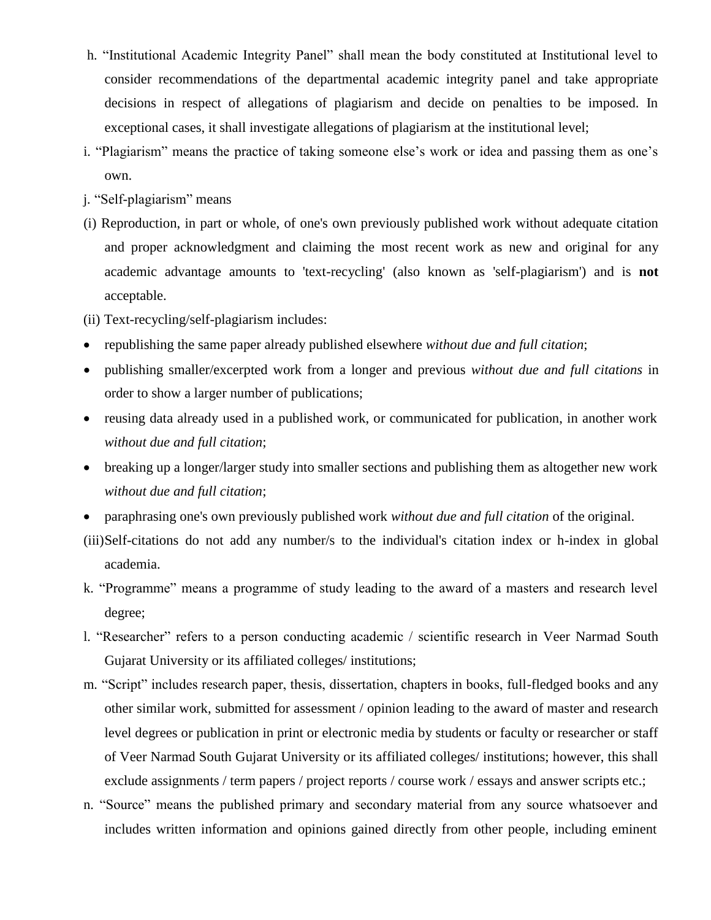h. "Institutional Academic Integrity Panel" shall mean the body constituted at Institutional level to consider recommendations of the departmental academic integrity panel and take appropriate decisions in respect of allegations of plagiarism and decide on penalties to be imposed. In exceptional cases, it shall investigate allegations of plagiarism at the institutional level;

i. "Plagiarism" means the practice of taking someone else's work or idea and passing them as one's own.

j. "Self-plagiarism" means

(i) Reproduction, in part or whole, of one's own previously published work without adequate citation and proper acknowledgment and claiming the most recent work as new and original for any academic advantage amounts to 'text-recycling' (also known as 'self-plagiarism') and is **not** acceptable.

(ii) Text-recycling/self-plagiarism includes:

- republishing the same paper already published elsewhere *without due and full citation*;
- publishing smaller/excerpted work from a longer and previous *without due and full citations* in order to show a larger number of publications;
- reusing data already used in a published work, or communicated for publication, in another work *without due and full citation*;
- breaking up a longer/larger study into smaller sections and publishing them as altogether new work *without due and full citation*;
- paraphrasing one's own previously published work *without due and full citation* of the original.

(iii) Self-citations do not add any number/s to the individual's citation index or h-index in global academia.

k. "Programme" means a programme of study leading to the award of a masters and research level degree;

l. "Researcher" refers to a person conducting academic / scientific research in Veer Narmad South Gujarat University or its affiliated colleges/ institutions;

m. "Script" includes research paper, thesis, dissertation, chapters in books, full-fledged books and any other similar work, submitted for assessment / opinion leading to the award of master and research level degrees or publication in print or electronic media by students or faculty or researcher or staff of Veer Narmad South Gujarat University or its affiliated colleges/ institutions; however, this shall exclude assignments / term papers / project reports / course work / essays and answer scripts etc.;

n. "Source" means the published primary and secondary material from any source whatsoever and includes written information and opinions gained directly from other people, including eminent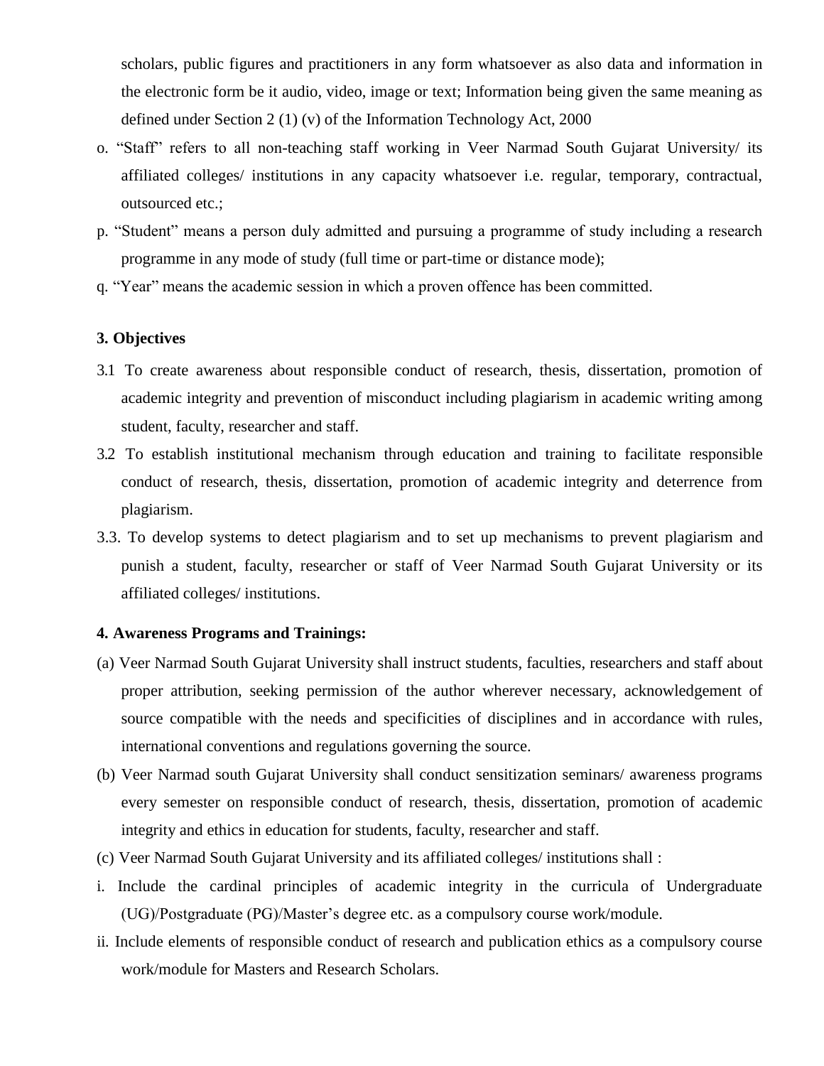scholars, public figures and practitioners in any form whatsoever as also data and information in the electronic form be it audio, video, image or text; Information being given the same meaning as defined under Section 2 (1) (v) of the Information Technology Act, 2000

o. "Staff" refers to all non-teaching staff working in Veer Narmad South Gujarat University/ its affiliated colleges/ institutions in any capacity whatsoever i.e. regular, temporary, contractual, outsourced etc.;

p. "Student" means a person duly admitted and pursuing a programme of study including a research programme in any mode of study (full time or part-time or distance mode);

q. "Year" means the academic session in which a proven offence has been committed.

**3. Objectives**

3.1 To create awareness about responsible conduct of research, thesis, dissertation, promotion of academic integrity and prevention of misconduct including plagiarism in academic writing among student, faculty, researcher and staff.

3.2 To establish institutional mechanism through education and training to facilitate responsible conduct of research, thesis, dissertation, promotion of academic integrity and deterrence from plagiarism.

3.3. To develop systems to detect plagiarism and to set up mechanisms to prevent plagiarism and punish a student, faculty, researcher or staff of Veer Narmad South Gujarat University or its affiliated colleges/ institutions.

**4. Awareness Programs and Trainings:**

(a) Veer Narmad South Gujarat University shall instruct students, faculties, researchers and staff about proper attribution, seeking permission of the author wherever necessary, acknowledgement of source compatible with the needs and specificities of disciplines and in accordance with rules, international conventions and regulations governing the source.

(b) Veer Narmad south Gujarat University shall conduct sensitization seminars/ awareness programs every semester on responsible conduct of research, thesis, dissertation, promotion of academic integrity and ethics in education for students, faculty, researcher and staff.

(c) Veer Narmad South Gujarat University and its affiliated colleges/ institutions shall :

i. Include the cardinal principles of academic integrity in the curricula of Undergraduate (UG)/Postgraduate (PG)/Master's degree etc. as a compulsory course work/module.

ii. Include elements of responsible conduct of research and publication ethics as a compulsory course work/module for Masters and Research Scholars.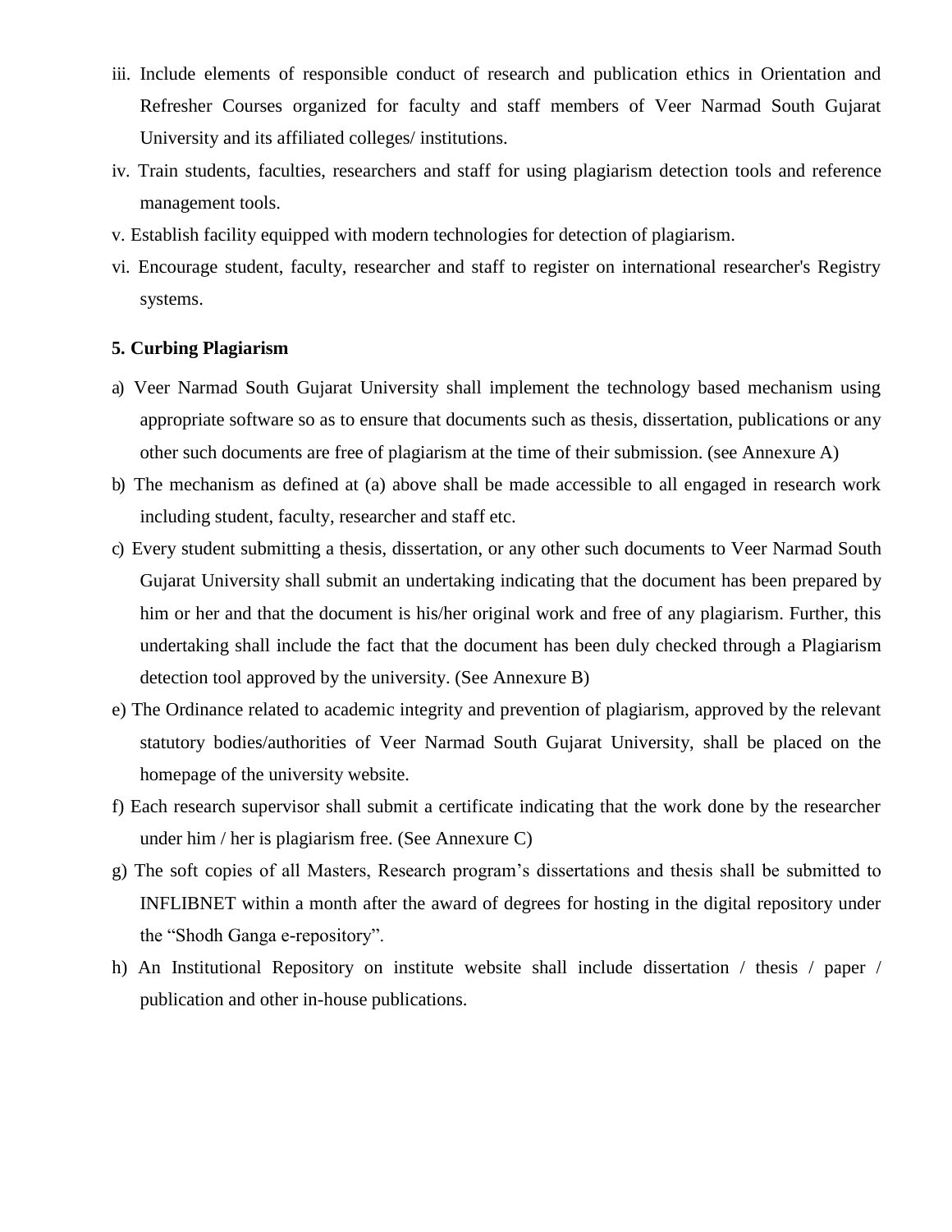iii. Include elements of responsible conduct of research and publication ethics in Orientation and Refresher Courses organized for faculty and staff members of Veer Narmad South Gujarat University and its affiliated colleges/ institutions.

iv. Train students, faculties, researchers and staff for using plagiarism detection tools and reference management tools.

v. Establish facility equipped with modern technologies for detection of plagiarism.

vi. Encourage student, faculty, researcher and staff to register on international researcher's Registry systems.

**5. Curbing Plagiarism**

a) Veer Narmad South Gujarat University shall implement the technology based mechanism using appropriate software so as to ensure that documents such as thesis, dissertation, publications or any other such documents are free of plagiarism at the time of their submission. (see Annexure A)

b) The mechanism as defined at (a) above shall be made accessible to all engaged in research work including student, faculty, researcher and staff etc.

c) Every student submitting a thesis, dissertation, or any other such documents to Veer Narmad South Gujarat University shall submit an undertaking indicating that the document has been prepared by him or her and that the document is his/her original work and free of any plagiarism. Further, this undertaking shall include the fact that the document has been duly checked through a Plagiarism detection tool approved by the university. (See Annexure B)

e) The Ordinance related to academic integrity and prevention of plagiarism, approved by the relevant statutory bodies/authorities of Veer Narmad South Gujarat University, shall be placed on the homepage of the university website.

f) Each research supervisor shall submit a certificate indicating that the work done by the researcher under him / her is plagiarism free. (See Annexure C)

g) The soft copies of all Masters, Research program's dissertations and thesis shall be submitted to INFLIBNET within a month after the award of degrees for hosting in the digital repository under the "Shodh Ganga e-repository".

h) An Institutional Repository on institute website shall include dissertation / thesis / paper / publication and other in-house publications.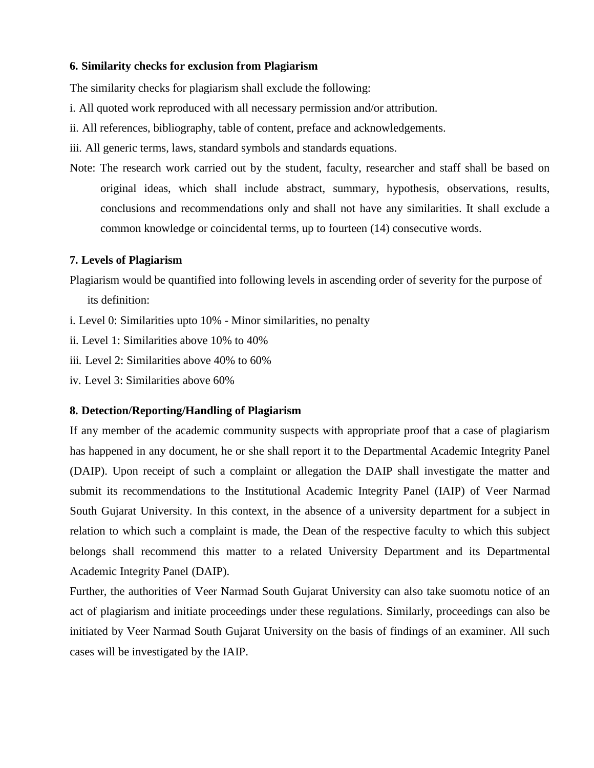**6. Similarity checks for exclusion from Plagiarism**

The similarity checks for plagiarism shall exclude the following:

i. All quoted work reproduced with all necessary permission and/or attribution.

ii. All references, bibliography, table of content, preface and acknowledgements.

iii. All generic terms, laws, standard symbols and standards equations.

Note: The research work carried out by the student, faculty, researcher and staff shall be based on original ideas, which shall include abstract, summary, hypothesis, observations, results, conclusions and recommendations only and shall not have any similarities. It shall exclude a common knowledge or coincidental terms, up to fourteen (14) consecutive words.

**7. Levels of Plagiarism**

Plagiarism would be quantified into following levels in ascending order of severity for the purpose of its definition:

i. Level 0: Similarities upto 10% - Minor similarities, no penalty

ii. Level 1: Similarities above 10% to 40%

iii. Level 2: Similarities above 40% to 60%

iv. Level 3: Similarities above 60%

**8. Detection/Reporting/Handling of Plagiarism**

If any member of the academic community suspects with appropriate proof that a case of plagiarism has happened in any document, he or she shall report it to the Departmental Academic Integrity Panel (DAIP). Upon receipt of such a complaint or allegation the DAIP shall investigate the matter and submit its recommendations to the Institutional Academic Integrity Panel (IAIP) of Veer Narmad South Gujarat University. In this context, in the absence of a university department for a subject in relation to which such a complaint is made, the Dean of the respective faculty to which this subject belongs shall recommend this matter to a related University Department and its Departmental Academic Integrity Panel (DAIP).

Further, the authorities of Veer Narmad South Gujarat University can also take suomotu notice of an act of plagiarism and initiate proceedings under these regulations. Similarly, proceedings can also be initiated by Veer Narmad South Gujarat University on the basis of findings of an examiner. All such cases will be investigated by the IAIP.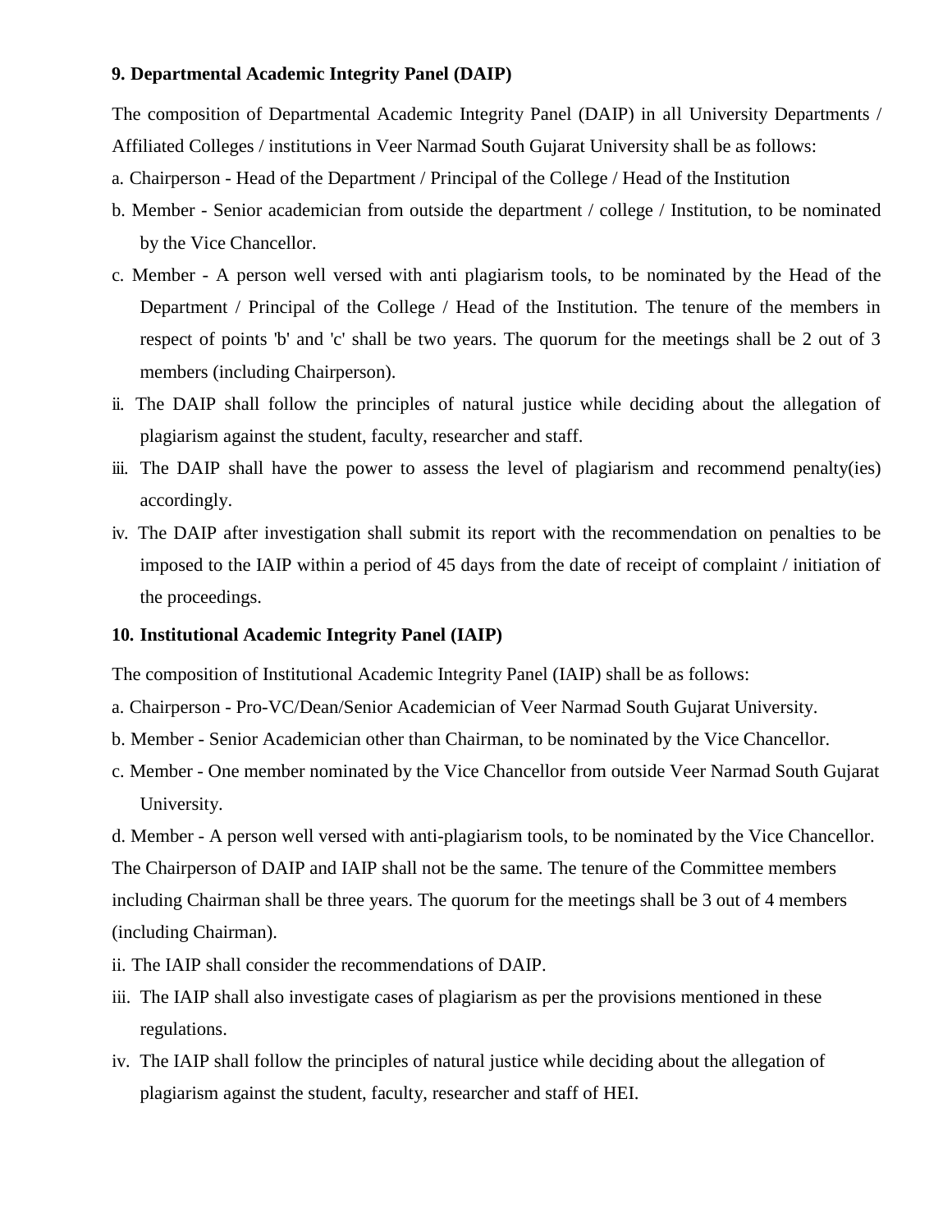**9. Departmental Academic Integrity Panel (DAIP)**

The composition of Departmental Academic Integrity Panel (DAIP) in all University Departments / Affiliated Colleges / institutions in Veer Narmad South Gujarat University shall be as follows:

a. Chairperson - Head of the Department / Principal of the College / Head of the Institution

b. Member - Senior academician from outside the department / college / Institution, to be nominated by the Vice Chancellor.

c. Member - A person well versed with anti plagiarism tools, to be nominated by the Head of the Department / Principal of the College / Head of the Institution. The tenure of the members in respect of points 'b' and 'c' shall be two years. The quorum for the meetings shall be 2 out of 3 members (including Chairperson).

ii. The DAIP shall follow the principles of natural justice while deciding about the allegation of plagiarism against the student, faculty, researcher and staff.

iii. The DAIP shall have the power to assess the level of plagiarism and recommend penalty(ies) accordingly.

iv. The DAIP after investigation shall submit its report with the recommendation on penalties to be imposed to the IAIP within a period of 45 days from the date of receipt of complaint / initiation of the proceedings.

**10. Institutional Academic Integrity Panel (IAIP)**

The composition of Institutional Academic Integrity Panel (IAIP) shall be as follows:

a. Chairperson - Pro-VC/Dean/Senior Academician of Veer Narmad South Gujarat University.

b. Member - Senior Academician other than Chairman, to be nominated by the Vice Chancellor.

c. Member - One member nominated by the Vice Chancellor from outside Veer Narmad South Gujarat University.

d. Member - A person well versed with anti-plagiarism tools, to be nominated by the Vice Chancellor. The Chairperson of DAIP and IAIP shall not be the same. The tenure of the Committee members including Chairman shall be three years. The quorum for the meetings shall be 3 out of 4 members (including Chairman).

ii. The IAIP shall consider the recommendations of DAIP.

iii. The IAIP shall also investigate cases of plagiarism as per the provisions mentioned in these regulations.

iv. The IAIP shall follow the principles of natural justice while deciding about the allegation of plagiarism against the student, faculty, researcher and staff of HEI.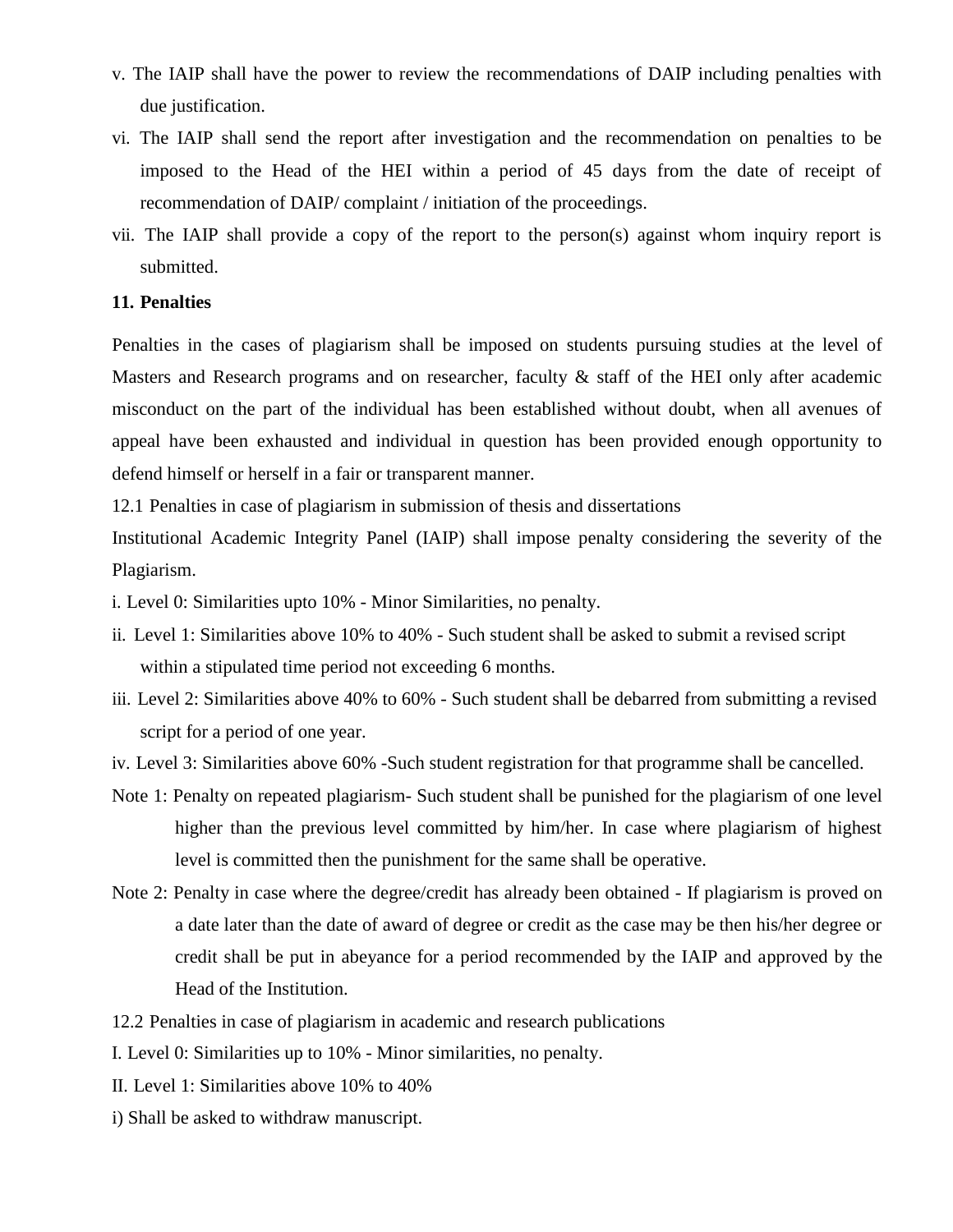v. The IAIP shall have the power to review the recommendations of DAIP including penalties with due justification.

vi. The IAIP shall send the report after investigation and the recommendation on penalties to be imposed to the Head of the HEI within a period of 45 days from the date of receipt of recommendation of DAIP/ complaint / initiation of the proceedings.

vii. The IAIP shall provide a copy of the report to the person(s) against whom inquiry report is submitted.

**11. Penalties**

Penalties in the cases of plagiarism shall be imposed on students pursuing studies at the level of Masters and Research programs and on researcher, faculty & staff of the HEI only after academic misconduct on the part of the individual has been established without doubt, when all avenues of appeal have been exhausted and individual in question has been provided enough opportunity to defend himself or herself in a fair or transparent manner.

12.1 Penalties in case of plagiarism in submission of thesis and dissertations

Institutional Academic Integrity Panel (IAIP) shall impose penalty considering the severity of the Plagiarism.

i. Level 0: Similarities upto 10% - Minor Similarities, no penalty.

ii. Level 1: Similarities above 10% to 40% - Such student shall be asked to submit a revised script within a stipulated time period not exceeding 6 months.

iii. Level 2: Similarities above 40% to 60% - Such student shall be debarred from submitting a revised script for a period of one year.

iv. Level 3: Similarities above 60% -Such student registration for that programme shall be cancelled.

Note 1: Penalty on repeated plagiarism- Such student shall be punished for the plagiarism of one level higher than the previous level committed by him/her. In case where plagiarism of highest level is committed then the punishment for the same shall be operative.

Note 2: Penalty in case where the degree/credit has already been obtained - If plagiarism is proved on a date later than the date of award of degree or credit as the case may be then his/her degree or credit shall be put in abeyance for a period recommended by the IAIP and approved by the Head of the Institution.

12.2 Penalties in case of plagiarism in academic and research publications

I. Level 0: Similarities up to 10% - Minor similarities, no penalty.

II. Level 1: Similarities above 10% to 40%

i) Shall be asked to withdraw manuscript.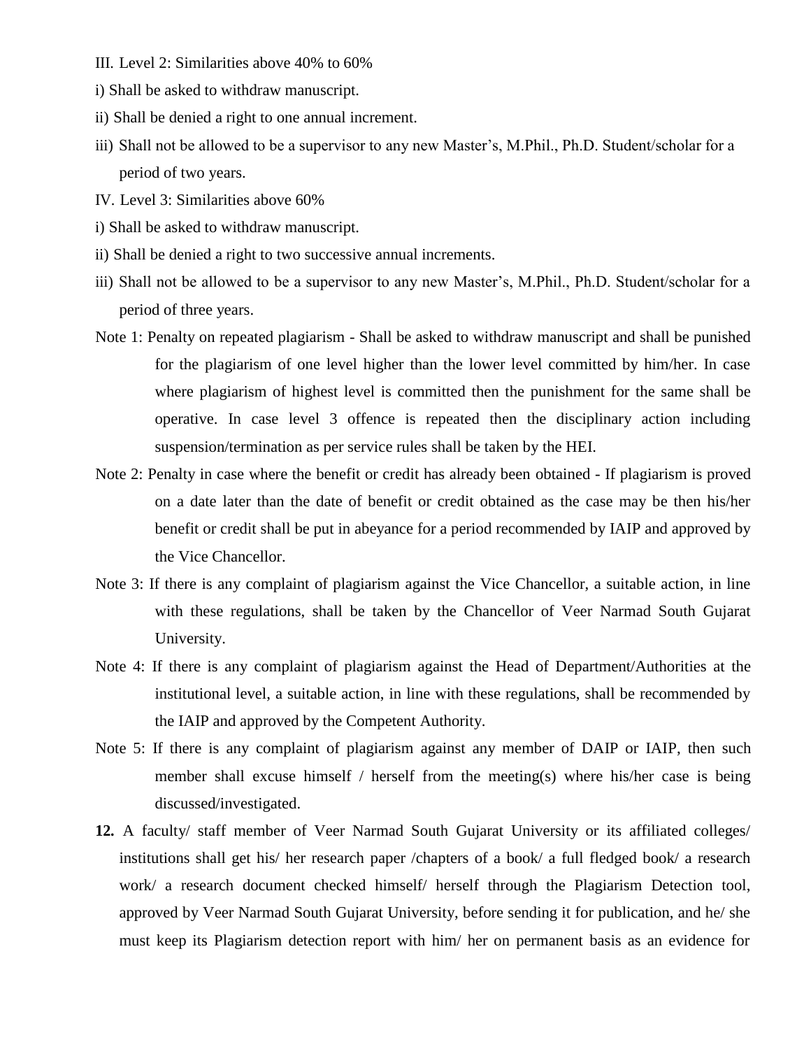III. Level 2: Similarities above 40% to 60%

i) Shall be asked to withdraw manuscript.

ii) Shall be denied a right to one annual increment.

iii) Shall not be allowed to be a supervisor to any new Master's, M.Phil., Ph.D. Student/scholar for a period of two years.

IV. Level 3: Similarities above 60%

i) Shall be asked to withdraw manuscript.

ii) Shall be denied a right to two successive annual increments.

iii) Shall not be allowed to be a supervisor to any new Master's, M.Phil., Ph.D. Student/scholar for a period of three years.

Note 1: Penalty on repeated plagiarism - Shall be asked to withdraw manuscript and shall be punished for the plagiarism of one level higher than the lower level committed by him/her. In case where plagiarism of highest level is committed then the punishment for the same shall be operative. In case level 3 offence is repeated then the disciplinary action including suspension/termination as per service rules shall be taken by the HEI.

Note 2: Penalty in case where the benefit or credit has already been obtained - If plagiarism is proved on a date later than the date of benefit or credit obtained as the case may be then his/her benefit or credit shall be put in abeyance for a period recommended by IAIP and approved by the Vice Chancellor.

Note 3: If there is any complaint of plagiarism against the Vice Chancellor, a suitable action, in line with these regulations, shall be taken by the Chancellor of Veer Narmad South Gujarat University.

Note 4: If there is any complaint of plagiarism against the Head of Department/Authorities at the institutional level, a suitable action, in line with these regulations, shall be recommended by the IAIP and approved by the Competent Authority.

Note 5: If there is any complaint of plagiarism against any member of DAIP or IAIP, then such member shall excuse himself / herself from the meeting(s) where his/her case is being discussed/investigated.

**12.** A faculty/ staff member of Veer Narmad South Gujarat University or its affiliated colleges/ institutions shall get his/ her research paper /chapters of a book/ a full fledged book/ a research work/ a research document checked himself/ herself through the Plagiarism Detection tool, approved by Veer Narmad South Gujarat University, before sending it for publication, and he/ she must keep its Plagiarism detection report with him/ her on permanent basis as an evidence for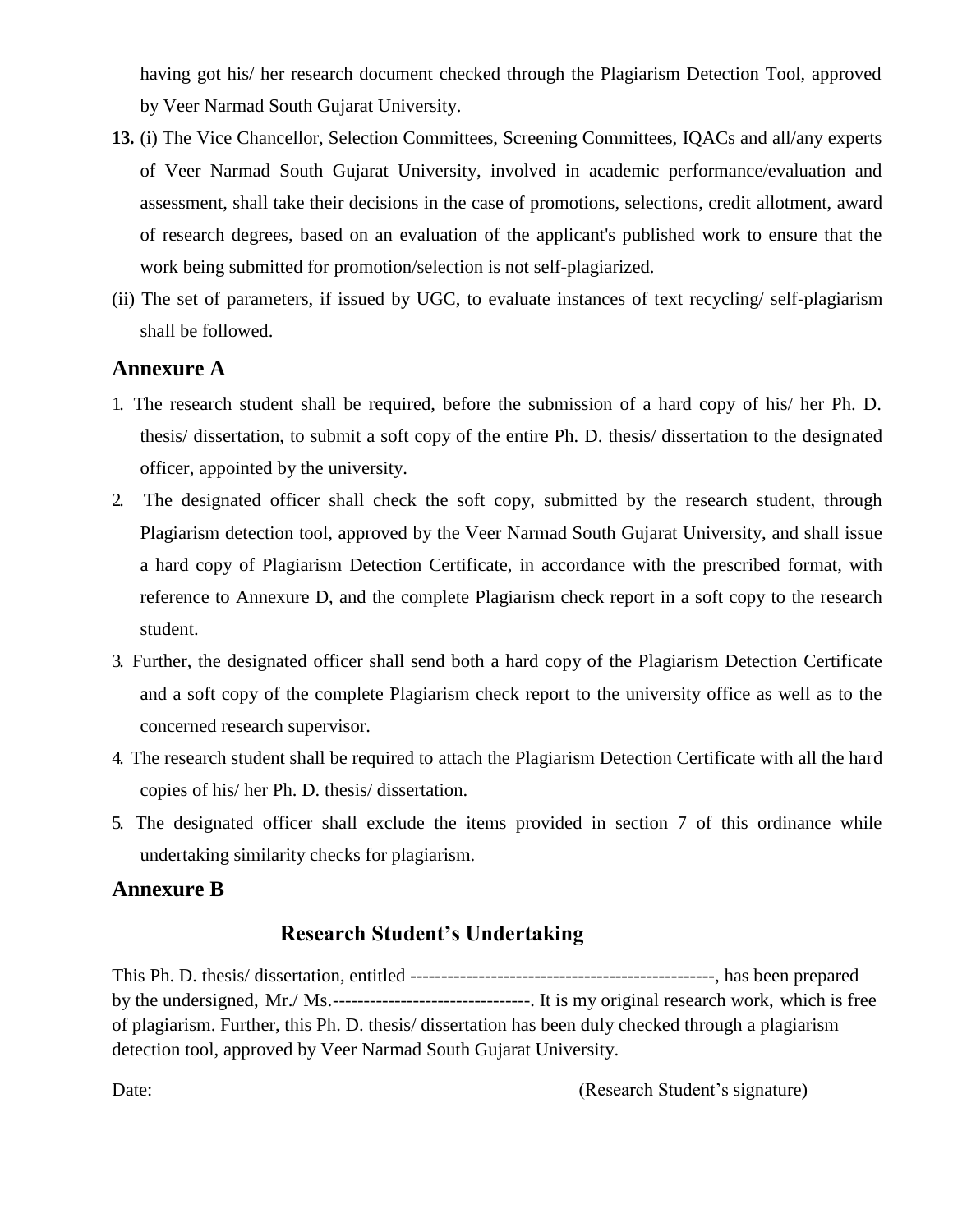having got his/ her research document checked through the Plagiarism Detection Tool, approved by Veer Narmad South Gujarat University.

**13.** (i) The Vice Chancellor, Selection Committees, Screening Committees, IQACs and all/any experts of Veer Narmad South Gujarat University, involved in academic performance/evaluation and assessment, shall take their decisions in the case of promotions, selections, credit allotment, award of research degrees, based on an evaluation of the applicant's published work to ensure that the work being submitted for promotion/selection is not self-plagiarized.

(ii) The set of parameters, if issued by UGC, to evaluate instances of text recycling/ self-plagiarism shall be followed.

## Annexure A

1. The research student shall be required, before the submission of a hard copy of his/ her Ph. D. thesis/ dissertation, to submit a soft copy of the entire Ph. D. thesis/ dissertation to the designated officer, appointed by the university.
2. The designated officer shall check the soft copy, submitted by the research student, through Plagiarism detection tool, approved by the Veer Narmad South Gujarat University, and shall issue a hard copy of Plagiarism Detection Certificate, in accordance with the prescribed format, with reference to Annexure D, and the complete Plagiarism check report in a soft copy to the research student.
3. Further, the designated officer shall send both a hard copy of the Plagiarism Detection Certificate and a soft copy of the complete Plagiarism check report to the university office as well as to the concerned research supervisor.
4. The research student shall be required to attach the Plagiarism Detection Certificate with all the hard copies of his/ her Ph. D. thesis/ dissertation.
5. The designated officer shall exclude the items provided in section 7 of this ordinance while undertaking similarity checks for plagiarism.

## Annexure B

### Research Student's Undertaking

This Ph. D. thesis/ dissertation, entitled --------------------------------------------------, has been prepared by the undersigned, Mr./ Ms.--------------------------------. It is my original research work, which is free of plagiarism. Further, this Ph. D. thesis/ dissertation has been duly checked through a plagiarism detection tool, approved by Veer Narmad South Gujarat University.

Date: (Research Student's signature)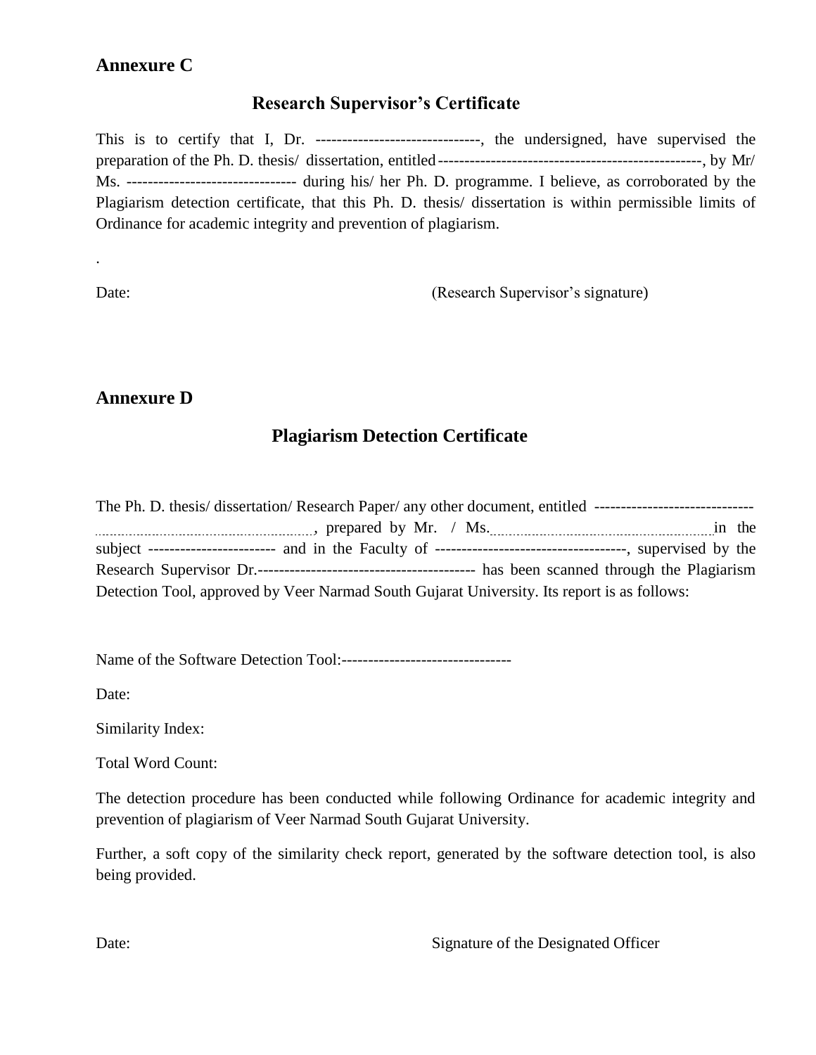## Annexure C

### Research Supervisor's Certificate

This is to certify that I, Dr. -------------------------------, the undersigned, have supervised the preparation of the Ph. D. thesis/ dissertation, entitled --------------------------------------------------, by Mr/ Ms. -------------------------------- during his/ her Ph. D. programme. I believe, as corroborated by the Plagiarism detection certificate, that this Ph. D. thesis/ dissertation is within permissible limits of Ordinance for academic integrity and prevention of plagiarism.

.

Date: (Research Supervisor's signature)

## Annexure D

### Plagiarism Detection Certificate

The Ph. D. thesis/ dissertation/ Research Paper/ any other document, entitled ------------------------------ ..........................................................., prepared by Mr. / Ms. ........................................................... in the subject ------------------------ and in the Faculty of ------------------------------------, supervised by the Research Supervisor Dr.----------------------------------------- has been scanned through the Plagiarism Detection Tool, approved by Veer Narmad South Gujarat University. Its report is as follows:

Name of the Software Detection Tool:--------------------------------

Date:

Similarity Index:

Total Word Count:

The detection procedure has been conducted while following Ordinance for academic integrity and prevention of plagiarism of Veer Narmad South Gujarat University.

Further, a soft copy of the similarity check report, generated by the software detection tool, is also being provided.

Date: Signature of the Designated Officer